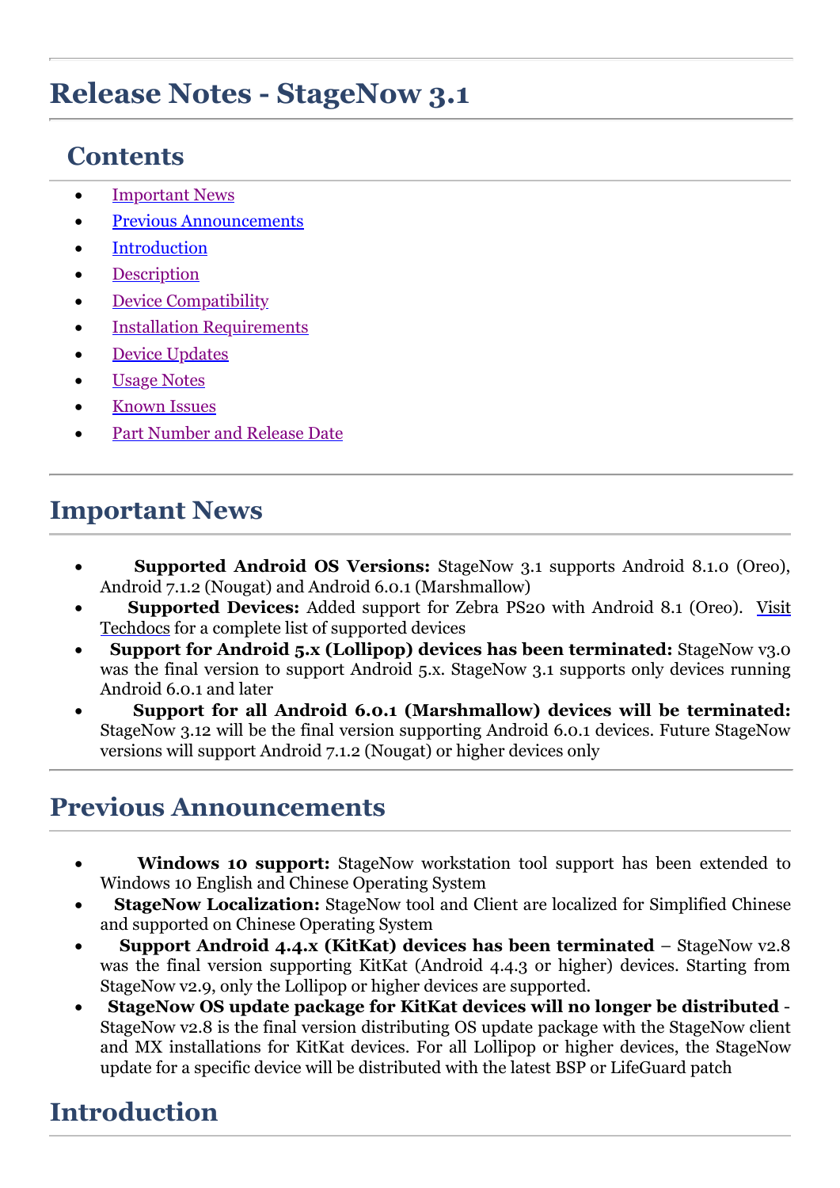# Release Notes - StageNow 3.1

## Contents

- [Important News]
- [Previous Announcements]
- [Introduction]
- [Description]
- [Device Compatibility]
- [Installation Requirements]
- [Device Updates]
- [Usage Notes]
- [Known Issues]
- [Part Number and Release Date]

## Important News

- **Supported Android OS Versions:** StageNow 3.1 supports Android 8.1.0 (Oreo), Android 7.1.2 (Nougat) and Android 6.0.1 (Marshmallow)
- **Supported Devices:** Added support for Zebra PS20 with Android 8.1 (Oreo). Visit Techdocs for a complete list of supported devices
- **Support for Android 5.x (Lollipop) devices has been terminated:** StageNow v3.0 was the final version to support Android 5.x. StageNow 3.1 supports only devices running Android 6.0.1 and later
- **Support for all Android 6.0.1 (Marshmallow) devices will be terminated:** StageNow 3.12 will be the final version supporting Android 6.0.1 devices. Future StageNow versions will support Android 7.1.2 (Nougat) or higher devices only

## Previous Announcements

- **Windows 10 support:** StageNow workstation tool support has been extended to Windows 10 English and Chinese Operating System
- **StageNow Localization:** StageNow tool and Client are localized for Simplified Chinese and supported on Chinese Operating System
- **Support Android 4.4.x (KitKat) devices has been terminated** – StageNow v2.8 was the final version supporting KitKat (Android 4.4.3 or higher) devices. Starting from StageNow v2.9, only the Lollipop or higher devices are supported.
- **StageNow OS update package for KitKat devices will no longer be distributed** - StageNow v2.8 is the final version distributing OS update package with the StageNow client and MX installations for KitKat devices. For all Lollipop or higher devices, the StageNow update for a specific device will be distributed with the latest BSP or LifeGuard patch

## Introduction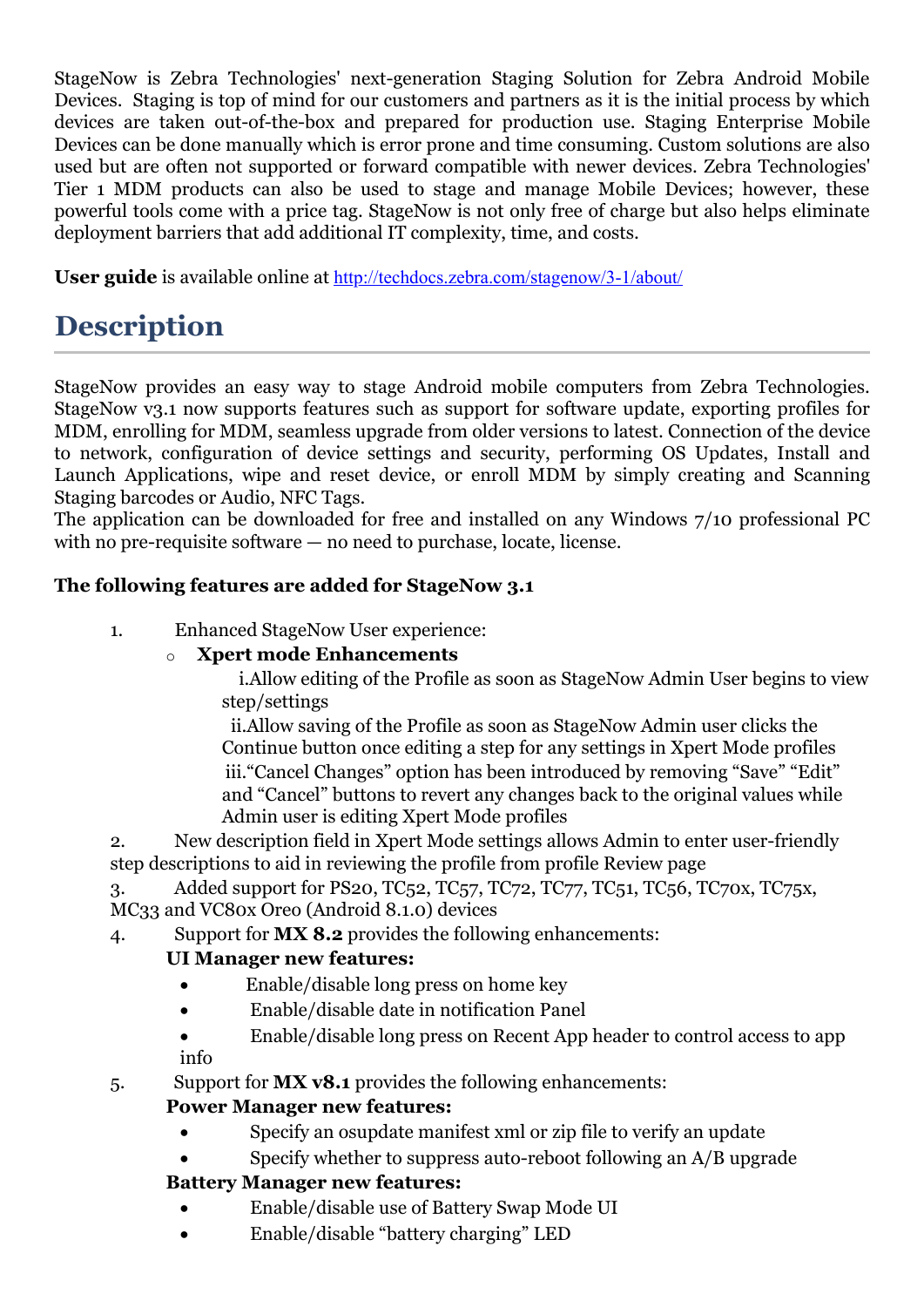StageNow is Zebra Technologies' next-generation Staging Solution for Zebra Android Mobile Devices. Staging is top of mind for our customers and partners as it is the initial process by which devices are taken out-of-the-box and prepared for production use. Staging Enterprise Mobile Devices can be done manually which is error prone and time consuming. Custom solutions are also used but are often not supported or forward compatible with newer devices. Zebra Technologies' Tier 1 MDM products can also be used to stage and manage Mobile Devices; however, these powerful tools come with a price tag. StageNow is not only free of charge but also helps eliminate deployment barriers that add additional IT complexity, time, and costs.

**User guide** is available online at http://techdocs.zebra.com/stagenow/3-1/about/

## Description

StageNow provides an easy way to stage Android mobile computers from Zebra Technologies. StageNow v3.1 now supports features such as support for software update, exporting profiles for MDM, enrolling for MDM, seamless upgrade from older versions to latest. Connection of the device to network, configuration of device settings and security, performing OS Updates, Install and Launch Applications, wipe and reset device, or enroll MDM by simply creating and Scanning Staging barcodes or Audio, NFC Tags.
The application can be downloaded for free and installed on any Windows 7/10 professional PC with no pre-requisite software — no need to purchase, locate, license.

**The following features are added for StageNow 3.1**

1. Enhanced StageNow User experience:
   - **Xpert mode Enhancements**
     i. Allow editing of the Profile as soon as StageNow Admin User begins to view step/settings
     ii. Allow saving of the Profile as soon as StageNow Admin user clicks the Continue button once editing a step for any settings in Xpert Mode profiles
     iii. “Cancel Changes” option has been introduced by removing “Save” “Edit” and “Cancel” buttons to revert any changes back to the original values while Admin user is editing Xpert Mode profiles
2. New description field in Xpert Mode settings allows Admin to enter user-friendly step descriptions to aid in reviewing the profile from profile Review page
3. Added support for PS20, TC52, TC57, TC72, TC77, TC51, TC56, TC70x, TC75x, MC33 and VC80x Oreo (Android 8.1.0) devices
4. Support for **MX 8.2** provides the following enhancements:
   **UI Manager new features:**
   - Enable/disable long press on home key
   - Enable/disable date in notification Panel
   - Enable/disable long press on Recent App header to control access to app info
5. Support for **MX v8.1** provides the following enhancements:
   **Power Manager new features:**
   - Specify an osupdate manifest xml or zip file to verify an update
   - Specify whether to suppress auto-reboot following an A/B upgrade

   **Battery Manager new features:**
   - Enable/disable use of Battery Swap Mode UI
   - Enable/disable “battery charging” LED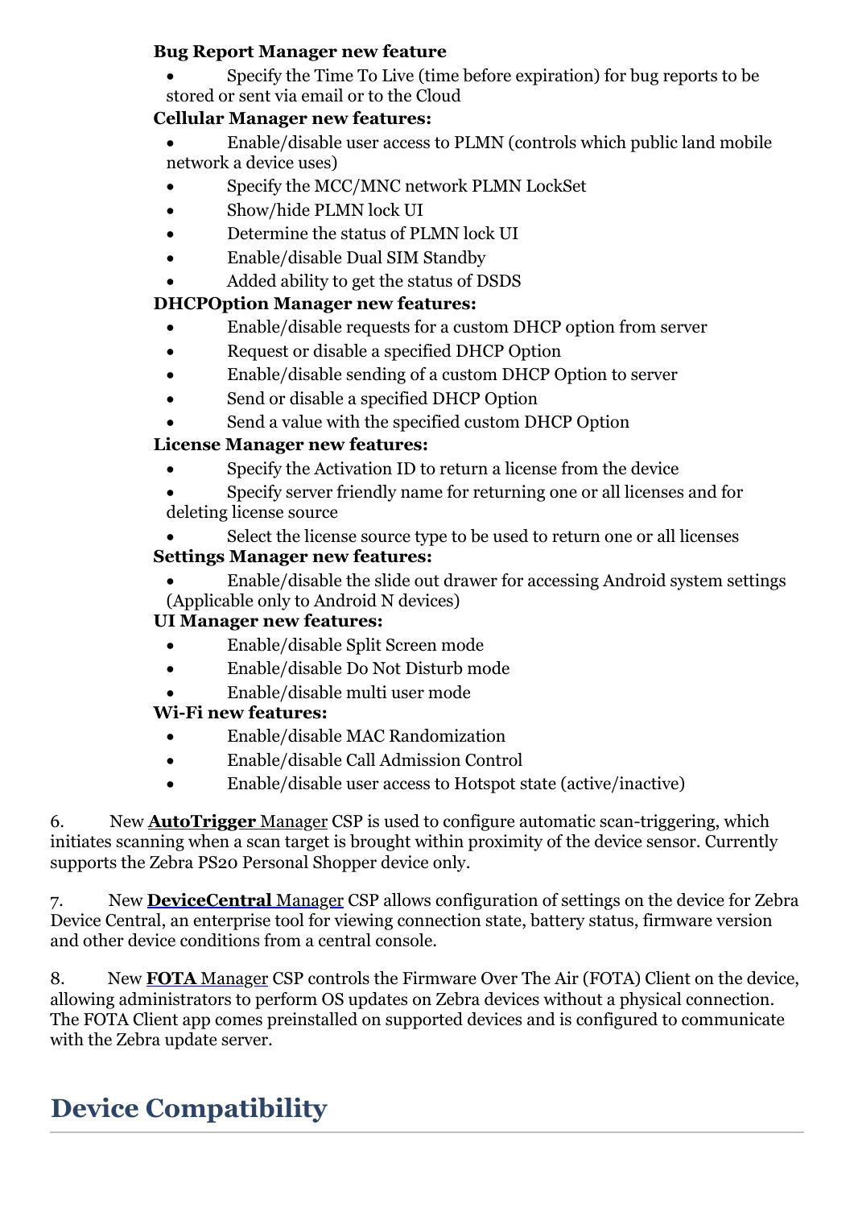**Bug Report Manager new feature**

- Specify the Time To Live (time before expiration) for bug reports to be stored or sent via email or to the Cloud

**Cellular Manager new features:**

- Enable/disable user access to PLMN (controls which public land mobile network a device uses)
- Specify the MCC/MNC network PLMN LockSet
- Show/hide PLMN lock UI
- Determine the status of PLMN lock UI
- Enable/disable Dual SIM Standby
- Added ability to get the status of DSDS

**DHCPOption Manager new features:**

- Enable/disable requests for a custom DHCP option from server
- Request or disable a specified DHCP Option
- Enable/disable sending of a custom DHCP Option to server
- Send or disable a specified DHCP Option
- Send a value with the specified custom DHCP Option

**License Manager new features:**

- Specify the Activation ID to return a license from the device
- Specify server friendly name for returning one or all licenses and for deleting license source
- Select the license source type to be used to return one or all licenses

**Settings Manager new features:**

- Enable/disable the slide out drawer for accessing Android system settings (Applicable only to Android N devices)

**UI Manager new features:**

- Enable/disable Split Screen mode
- Enable/disable Do Not Disturb mode
- Enable/disable multi user mode

**Wi-Fi new features:**

- Enable/disable MAC Randomization
- Enable/disable Call Admission Control
- Enable/disable user access to Hotspot state (active/inactive)

6. New **AutoTrigger** Manager CSP is used to configure automatic scan-triggering, which initiates scanning when a scan target is brought within proximity of the device sensor. Currently supports the Zebra PS20 Personal Shopper device only.

7. New **DeviceCentral** Manager CSP allows configuration of settings on the device for Zebra Device Central, an enterprise tool for viewing connection state, battery status, firmware version and other device conditions from a central console.

8. New **FOTA** Manager CSP controls the Firmware Over The Air (FOTA) Client on the device, allowing administrators to perform OS updates on Zebra devices without a physical connection. The FOTA Client app comes preinstalled on supported devices and is configured to communicate with the Zebra update server.

## Device Compatibility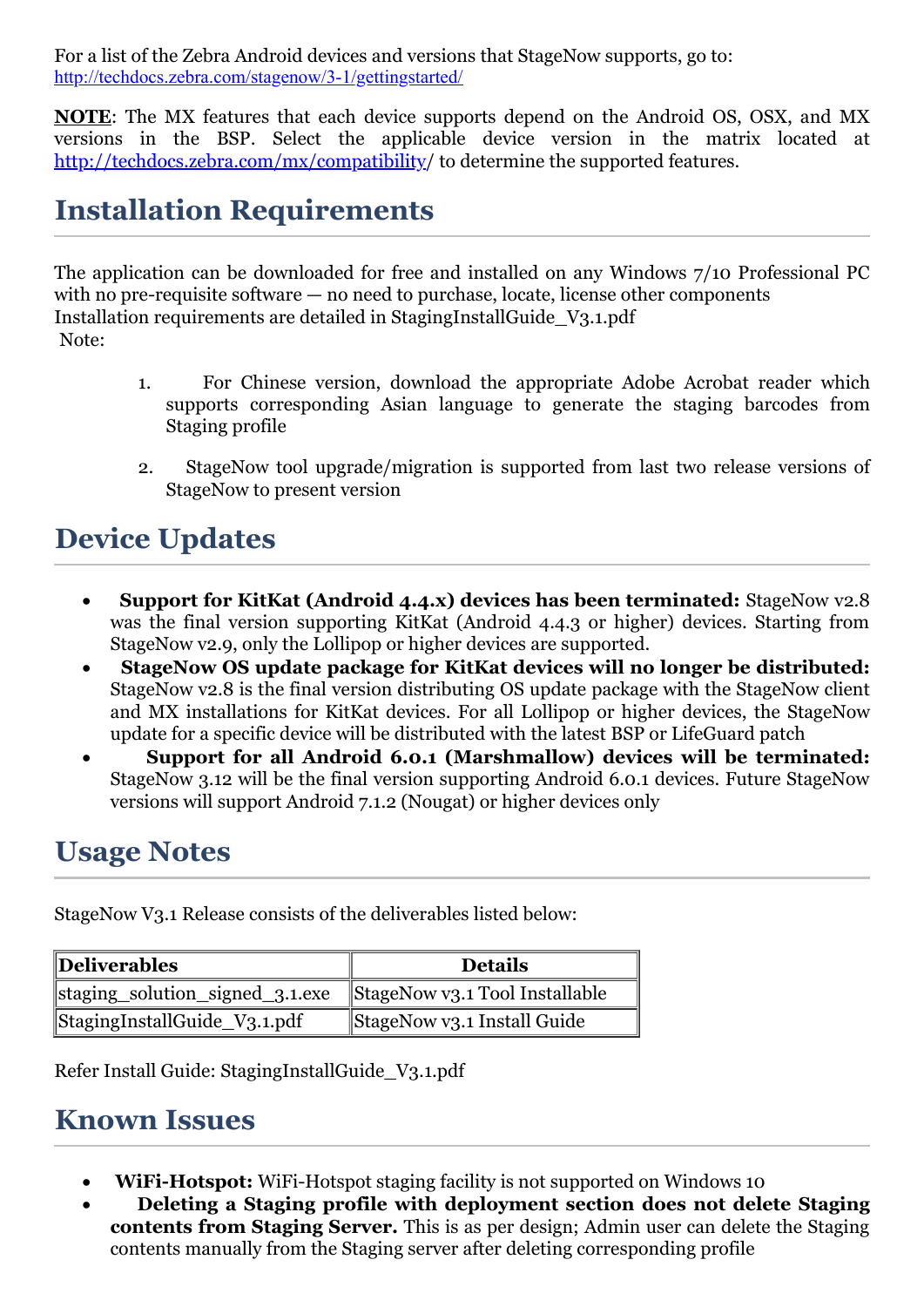For a list of the Zebra Android devices and versions that StageNow supports, go to: http://techdocs.zebra.com/stagenow/3-1/gettingstarted/

**NOTE**: The MX features that each device supports depend on the Android OS, OSX, and MX versions in the BSP. Select the applicable device version in the matrix located at http://techdocs.zebra.com/mx/compatibility/ to determine the supported features.

## Installation Requirements

The application can be downloaded for free and installed on any Windows 7/10 Professional PC with no pre-requisite software — no need to purchase, locate, license other components Installation requirements are detailed in StagingInstallGuide_V3.1.pdf

Note:

1. For Chinese version, download the appropriate Adobe Acrobat reader which supports corresponding Asian language to generate the staging barcodes from Staging profile
2. StageNow tool upgrade/migration is supported from last two release versions of StageNow to present version

## Device Updates

- **Support for KitKat (Android 4.4.x) devices has been terminated:** StageNow v2.8 was the final version supporting KitKat (Android 4.4.3 or higher) devices. Starting from StageNow v2.9, only the Lollipop or higher devices are supported.
- **StageNow OS update package for KitKat devices will no longer be distributed:** StageNow v2.8 is the final version distributing OS update package with the StageNow client and MX installations for KitKat devices. For all Lollipop or higher devices, the StageNow update for a specific device will be distributed with the latest BSP or LifeGuard patch
- **Support for all Android 6.0.1 (Marshmallow) devices will be terminated:** StageNow 3.12 will be the final version supporting Android 6.0.1 devices. Future StageNow versions will support Android 7.1.2 (Nougat) or higher devices only

## Usage Notes

StageNow V3.1 Release consists of the deliverables listed below:

| Deliverables | Details |
|---|---|
| staging_solution_signed_3.1.exe | StageNow v3.1 Tool Installable |
| StagingInstallGuide_V3.1.pdf | StageNow v3.1 Install Guide |

Refer Install Guide: StagingInstallGuide_V3.1.pdf

## Known Issues

- **WiFi-Hotspot:** WiFi-Hotspot staging facility is not supported on Windows 10
- **Deleting a Staging profile with deployment section does not delete Staging contents from Staging Server.** This is as per design; Admin user can delete the Staging contents manually from the Staging server after deleting corresponding profile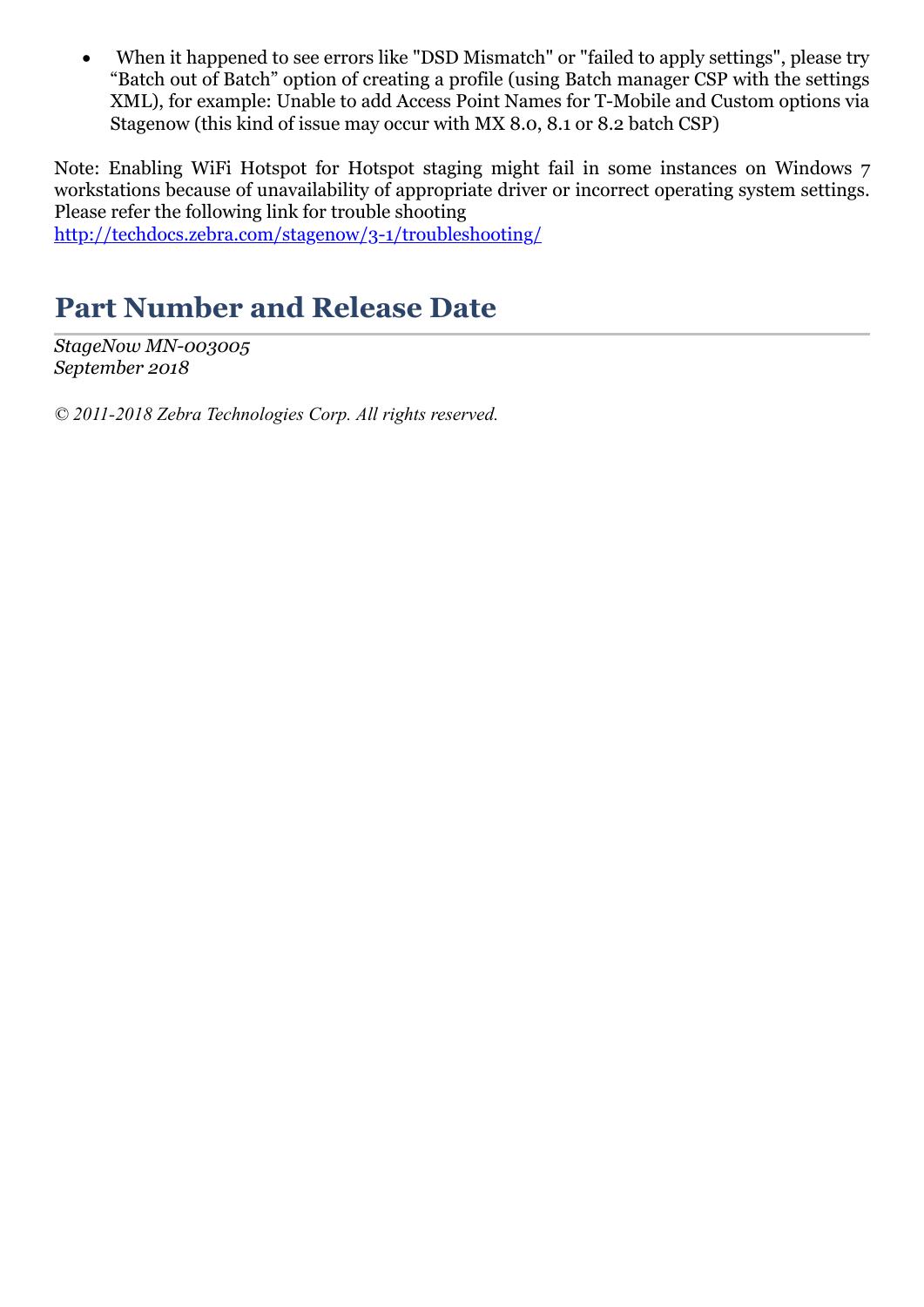- When it happened to see errors like "DSD Mismatch" or "failed to apply settings", please try “Batch out of Batch” option of creating a profile (using Batch manager CSP with the settings XML), for example: Unable to add Access Point Names for T-Mobile and Custom options via Stagenow (this kind of issue may occur with MX 8.0, 8.1 or 8.2 batch CSP)

Note: Enabling WiFi Hotspot for Hotspot staging might fail in some instances on Windows 7 workstations because of unavailability of appropriate driver or incorrect operating system settings. Please refer the following link for trouble shooting
http://techdocs.zebra.com/stagenow/3-1/troubleshooting/

## Part Number and Release Date

*StageNow MN-003005*
*September 2018*

*© 2011-2018 Zebra Technologies Corp. All rights reserved.*